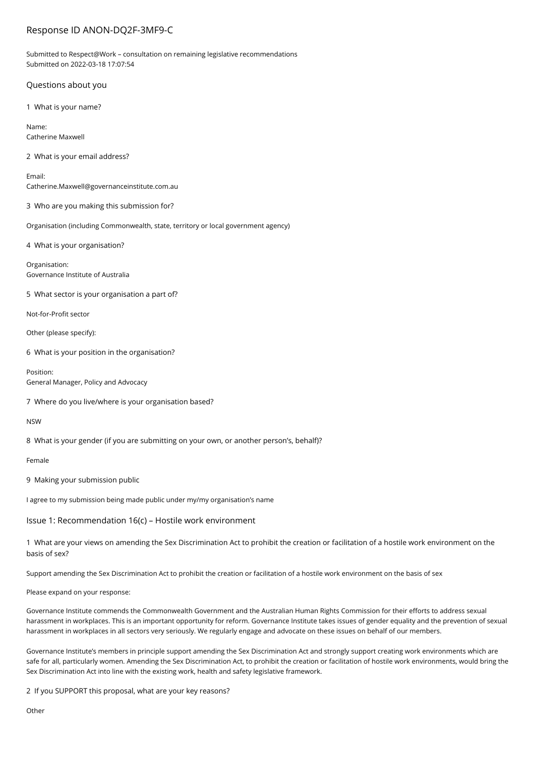# Response ID ANON-DQ2F-3MF9-C

Submitted to Respect@Work – consultation on remaining legislative recommendations
Submitted on 2022-03-18 17:07:54

## Questions about you

1 What is your name?

Name:
Catherine Maxwell

2 What is your email address?

Email:
Catherine.Maxwell@governanceinstitute.com.au

3 Who are you making this submission for?

Organisation (including Commonwealth, state, territory or local government agency)

4 What is your organisation?

Organisation:
Governance Institute of Australia

5 What sector is your organisation a part of?

Not-for-Profit sector

Other (please specify):

6 What is your position in the organisation?

Position:
General Manager, Policy and Advocacy

7 Where do you live/where is your organisation based?

NSW

8 What is your gender (if you are submitting on your own, or another person's, behalf)?

Female

9 Making your submission public

I agree to my submission being made public under my/my organisation's name

## Issue 1: Recommendation 16(c) – Hostile work environment

1 What are your views on amending the Sex Discrimination Act to prohibit the creation or facilitation of a hostile work environment on the basis of sex?

Support amending the Sex Discrimination Act to prohibit the creation or facilitation of a hostile work environment on the basis of sex

Please expand on your response:

Governance Institute commends the Commonwealth Government and the Australian Human Rights Commission for their efforts to address sexual harassment in workplaces. This is an important opportunity for reform. Governance Institute takes issues of gender equality and the prevention of sexual harassment in workplaces in all sectors very seriously. We regularly engage and advocate on these issues on behalf of our members.

Governance Institute's members in principle support amending the Sex Discrimination Act and strongly support creating work environments which are safe for all, particularly women. Amending the Sex Discrimination Act, to prohibit the creation or facilitation of hostile work environments, would bring the Sex Discrimination Act into line with the existing work, health and safety legislative framework.

2 If you SUPPORT this proposal, what are your key reasons?

Other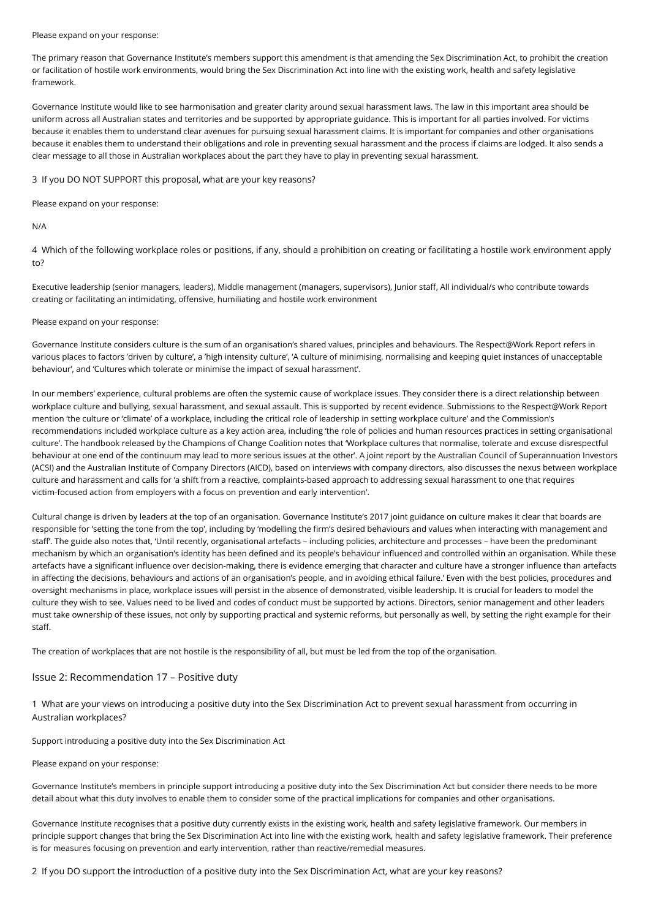Please expand on your response:

The primary reason that Governance Institute's members support this amendment is that amending the Sex Discrimination Act, to prohibit the creation or facilitation of hostile work environments, would bring the Sex Discrimination Act into line with the existing work, health and safety legislative framework.

Governance Institute would like to see harmonisation and greater clarity around sexual harassment laws. The law in this important area should be uniform across all Australian states and territories and be supported by appropriate guidance. This is important for all parties involved. For victims because it enables them to understand clear avenues for pursuing sexual harassment claims. It is important for companies and other organisations because it enables them to understand their obligations and role in preventing sexual harassment and the process if claims are lodged. It also sends a clear message to all those in Australian workplaces about the part they have to play in preventing sexual harassment.

3 If you DO NOT SUPPORT this proposal, what are your key reasons?

Please expand on your response:

N/A

4 Which of the following workplace roles or positions, if any, should a prohibition on creating or facilitating a hostile work environment apply to?

Executive leadership (senior managers, leaders), Middle management (managers, supervisors), Junior staff, All individual/s who contribute towards creating or facilitating an intimidating, offensive, humiliating and hostile work environment

Please expand on your response:

Governance Institute considers culture is the sum of an organisation's shared values, principles and behaviours. The Respect@Work Report refers in various places to factors 'driven by culture', a 'high intensity culture', 'A culture of minimising, normalising and keeping quiet instances of unacceptable behaviour', and 'Cultures which tolerate or minimise the impact of sexual harassment'.

In our members' experience, cultural problems are often the systemic cause of workplace issues. They consider there is a direct relationship between workplace culture and bullying, sexual harassment, and sexual assault. This is supported by recent evidence. Submissions to the Respect@Work Report mention 'the culture or 'climate' of a workplace, including the critical role of leadership in setting workplace culture' and the Commission's recommendations included workplace culture as a key action area, including 'the role of policies and human resources practices in setting organisational culture'. The handbook released by the Champions of Change Coalition notes that 'Workplace cultures that normalise, tolerate and excuse disrespectful behaviour at one end of the continuum may lead to more serious issues at the other'. A joint report by the Australian Council of Superannuation Investors (ACSI) and the Australian Institute of Company Directors (AICD), based on interviews with company directors, also discusses the nexus between workplace culture and harassment and calls for 'a shift from a reactive, complaints-based approach to addressing sexual harassment to one that requires victim-focused action from employers with a focus on prevention and early intervention'.

Cultural change is driven by leaders at the top of an organisation. Governance Institute's 2017 joint guidance on culture makes it clear that boards are responsible for 'setting the tone from the top', including by 'modelling the firm's desired behaviours and values when interacting with management and staff'. The guide also notes that, 'Until recently, organisational artefacts – including policies, architecture and processes – have been the predominant mechanism by which an organisation's identity has been defined and its people's behaviour influenced and controlled within an organisation. While these artefacts have a significant influence over decision-making, there is evidence emerging that character and culture have a stronger influence than artefacts in affecting the decisions, behaviours and actions of an organisation's people, and in avoiding ethical failure.' Even with the best policies, procedures and oversight mechanisms in place, workplace issues will persist in the absence of demonstrated, visible leadership. It is crucial for leaders to model the culture they wish to see. Values need to be lived and codes of conduct must be supported by actions. Directors, senior management and other leaders must take ownership of these issues, not only by supporting practical and systemic reforms, but personally as well, by setting the right example for their staff.

The creation of workplaces that are not hostile is the responsibility of all, but must be led from the top of the organisation.

## Issue 2: Recommendation 17 – Positive duty

1 What are your views on introducing a positive duty into the Sex Discrimination Act to prevent sexual harassment from occurring in Australian workplaces?

Support introducing a positive duty into the Sex Discrimination Act

Please expand on your response:

Governance Institute's members in principle support introducing a positive duty into the Sex Discrimination Act but consider there needs to be more detail about what this duty involves to enable them to consider some of the practical implications for companies and other organisations.

Governance Institute recognises that a positive duty currently exists in the existing work, health and safety legislative framework. Our members in principle support changes that bring the Sex Discrimination Act into line with the existing work, health and safety legislative framework. Their preference is for measures focusing on prevention and early intervention, rather than reactive/remedial measures.

2 If you DO support the introduction of a positive duty into the Sex Discrimination Act, what are your key reasons?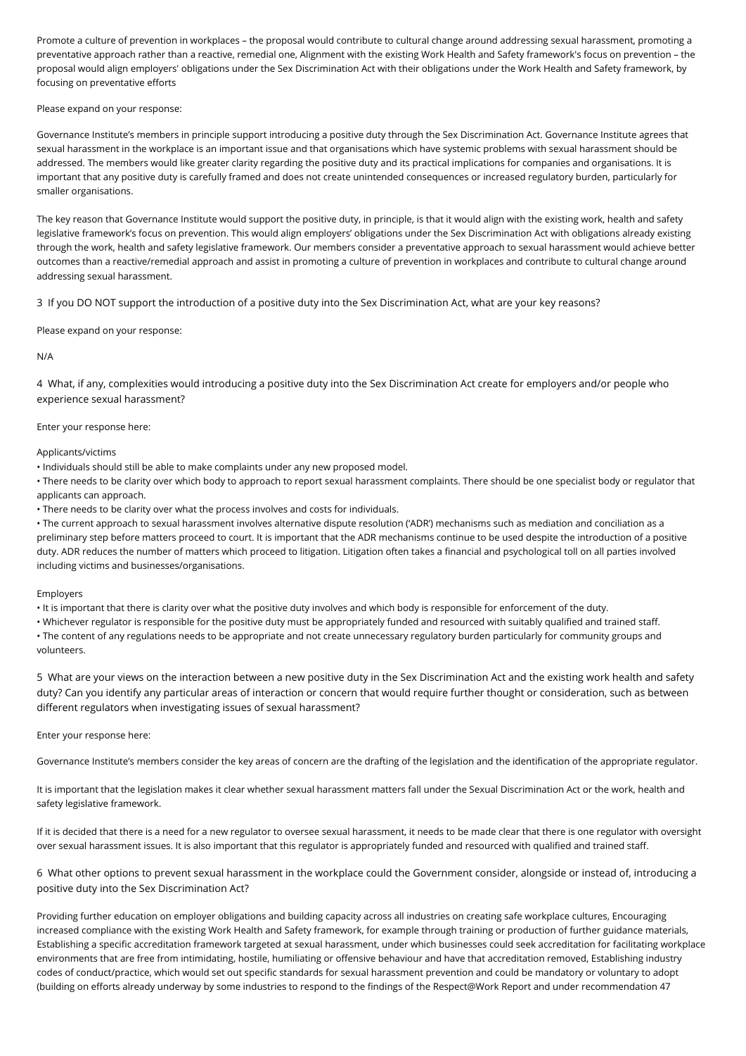Promote a culture of prevention in workplaces – the proposal would contribute to cultural change around addressing sexual harassment, promoting a preventative approach rather than a reactive, remedial one, Alignment with the existing Work Health and Safety framework's focus on prevention – the proposal would align employers' obligations under the Sex Discrimination Act with their obligations under the Work Health and Safety framework, by focusing on preventative efforts

Please expand on your response:

Governance Institute's members in principle support introducing a positive duty through the Sex Discrimination Act. Governance Institute agrees that sexual harassment in the workplace is an important issue and that organisations which have systemic problems with sexual harassment should be addressed. The members would like greater clarity regarding the positive duty and its practical implications for companies and organisations. It is important that any positive duty is carefully framed and does not create unintended consequences or increased regulatory burden, particularly for smaller organisations.

The key reason that Governance Institute would support the positive duty, in principle, is that it would align with the existing work, health and safety legislative framework's focus on prevention. This would align employers' obligations under the Sex Discrimination Act with obligations already existing through the work, health and safety legislative framework. Our members consider a preventative approach to sexual harassment would achieve better outcomes than a reactive/remedial approach and assist in promoting a culture of prevention in workplaces and contribute to cultural change around addressing sexual harassment.

3 If you DO NOT support the introduction of a positive duty into the Sex Discrimination Act, what are your key reasons?

Please expand on your response:

N/A

4 What, if any, complexities would introducing a positive duty into the Sex Discrimination Act create for employers and/or people who experience sexual harassment?

Enter your response here:

Applicants/victims

• Individuals should still be able to make complaints under any new proposed model.
• There needs to be clarity over which body to approach to report sexual harassment complaints. There should be one specialist body or regulator that applicants can approach.
• There needs to be clarity over what the process involves and costs for individuals.
• The current approach to sexual harassment involves alternative dispute resolution ('ADR') mechanisms such as mediation and conciliation as a preliminary step before matters proceed to court. It is important that the ADR mechanisms continue to be used despite the introduction of a positive duty. ADR reduces the number of matters which proceed to litigation. Litigation often takes a financial and psychological toll on all parties involved including victims and businesses/organisations.

Employers

• It is important that there is clarity over what the positive duty involves and which body is responsible for enforcement of the duty.
• Whichever regulator is responsible for the positive duty must be appropriately funded and resourced with suitably qualified and trained staff.
• The content of any regulations needs to be appropriate and not create unnecessary regulatory burden particularly for community groups and volunteers.

5 What are your views on the interaction between a new positive duty in the Sex Discrimination Act and the existing work health and safety duty? Can you identify any particular areas of interaction or concern that would require further thought or consideration, such as between different regulators when investigating issues of sexual harassment?

Enter your response here:

Governance Institute's members consider the key areas of concern are the drafting of the legislation and the identification of the appropriate regulator.

It is important that the legislation makes it clear whether sexual harassment matters fall under the Sexual Discrimination Act or the work, health and safety legislative framework.

If it is decided that there is a need for a new regulator to oversee sexual harassment, it needs to be made clear that there is one regulator with oversight over sexual harassment issues. It is also important that this regulator is appropriately funded and resourced with qualified and trained staff.

6 What other options to prevent sexual harassment in the workplace could the Government consider, alongside or instead of, introducing a positive duty into the Sex Discrimination Act?

Providing further education on employer obligations and building capacity across all industries on creating safe workplace cultures, Encouraging increased compliance with the existing Work Health and Safety framework, for example through training or production of further guidance materials, Establishing a specific accreditation framework targeted at sexual harassment, under which businesses could seek accreditation for facilitating workplace environments that are free from intimidating, hostile, humiliating or offensive behaviour and have that accreditation removed, Establishing industry codes of conduct/practice, which would set out specific standards for sexual harassment prevention and could be mandatory or voluntary to adopt (building on efforts already underway by some industries to respond to the findings of the Respect@Work Report and under recommendation 47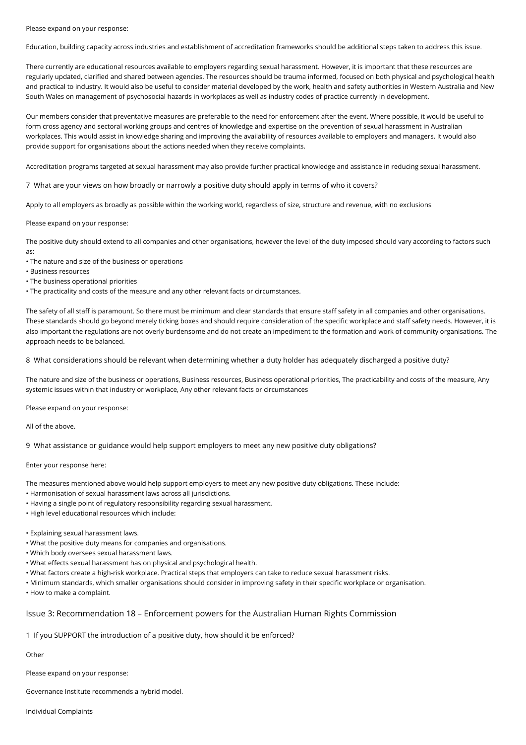Please expand on your response:

Education, building capacity across industries and establishment of accreditation frameworks should be additional steps taken to address this issue.

There currently are educational resources available to employers regarding sexual harassment. However, it is important that these resources are regularly updated, clarified and shared between agencies. The resources should be trauma informed, focused on both physical and psychological health and practical to industry. It would also be useful to consider material developed by the work, health and safety authorities in Western Australia and New South Wales on management of psychosocial hazards in workplaces as well as industry codes of practice currently in development.

Our members consider that preventative measures are preferable to the need for enforcement after the event. Where possible, it would be useful to form cross agency and sectoral working groups and centres of knowledge and expertise on the prevention of sexual harassment in Australian workplaces. This would assist in knowledge sharing and improving the availability of resources available to employers and managers. It would also provide support for organisations about the actions needed when they receive complaints.

Accreditation programs targeted at sexual harassment may also provide further practical knowledge and assistance in reducing sexual harassment.

7 What are your views on how broadly or narrowly a positive duty should apply in terms of who it covers?

Apply to all employers as broadly as possible within the working world, regardless of size, structure and revenue, with no exclusions

Please expand on your response:

The positive duty should extend to all companies and other organisations, however the level of the duty imposed should vary according to factors such as:

- The nature and size of the business or operations
- Business resources
- The business operational priorities
- The practicality and costs of the measure and any other relevant facts or circumstances.

The safety of all staff is paramount. So there must be minimum and clear standards that ensure staff safety in all companies and other organisations. These standards should go beyond merely ticking boxes and should require consideration of the specific workplace and staff safety needs. However, it is also important the regulations are not overly burdensome and do not create an impediment to the formation and work of community organisations. The approach needs to be balanced.

8 What considerations should be relevant when determining whether a duty holder has adequately discharged a positive duty?

The nature and size of the business or operations, Business resources, Business operational priorities, The practicability and costs of the measure, Any systemic issues within that industry or workplace, Any other relevant facts or circumstances

Please expand on your response:

All of the above.

9 What assistance or guidance would help support employers to meet any new positive duty obligations?

Enter your response here:

The measures mentioned above would help support employers to meet any new positive duty obligations. These include:

- Harmonisation of sexual harassment laws across all jurisdictions.
- Having a single point of regulatory responsibility regarding sexual harassment.
- High level educational resources which include:

- Explaining sexual harassment laws.
- What the positive duty means for companies and organisations.
- Which body oversees sexual harassment laws.
- What effects sexual harassment has on physical and psychological health.
- What factors create a high-risk workplace. Practical steps that employers can take to reduce sexual harassment risks.
- Minimum standards, which smaller organisations should consider in improving safety in their specific workplace or organisation.
- How to make a complaint.

## Issue 3: Recommendation 18 – Enforcement powers for the Australian Human Rights Commission

1 If you SUPPORT the introduction of a positive duty, how should it be enforced?

Other

Please expand on your response:

Governance Institute recommends a hybrid model.

Individual Complaints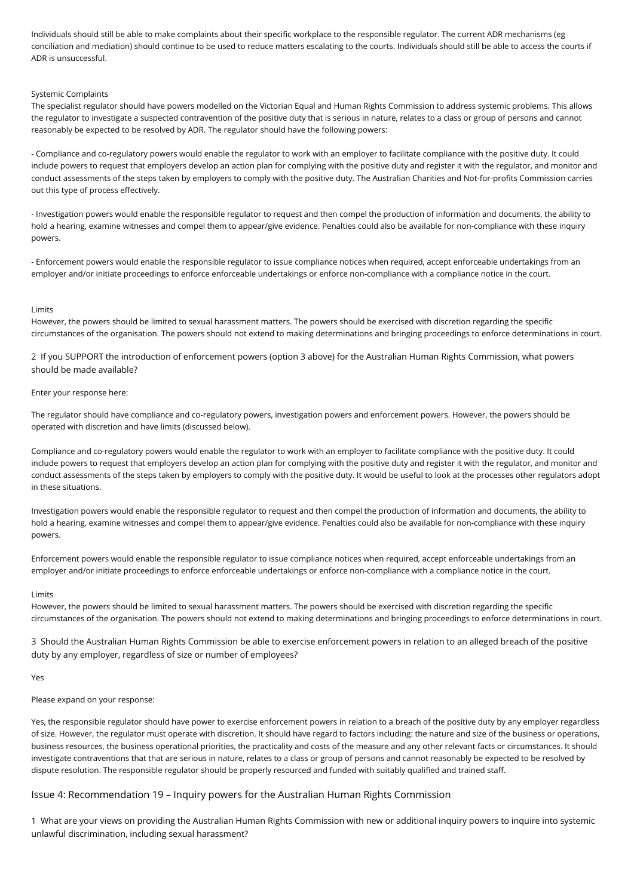Individuals should still be able to make complaints about their specific workplace to the responsible regulator. The current ADR mechanisms (eg conciliation and mediation) should continue to be used to reduce matters escalating to the courts. Individuals should still be able to access the courts if ADR is unsuccessful.

Systemic Complaints
The specialist regulator should have powers modelled on the Victorian Equal and Human Rights Commission to address systemic problems. This allows the regulator to investigate a suspected contravention of the positive duty that is serious in nature, relates to a class or group of persons and cannot reasonably be expected to be resolved by ADR. The regulator should have the following powers:

- Compliance and co-regulatory powers would enable the regulator to work with an employer to facilitate compliance with the positive duty. It could include powers to request that employers develop an action plan for complying with the positive duty and register it with the regulator, and monitor and conduct assessments of the steps taken by employers to comply with the positive duty. The Australian Charities and Not-for-profits Commission carries out this type of process effectively.

- Investigation powers would enable the responsible regulator to request and then compel the production of information and documents, the ability to hold a hearing, examine witnesses and compel them to appear/give evidence. Penalties could also be available for non-compliance with these inquiry powers.

- Enforcement powers would enable the responsible regulator to issue compliance notices when required, accept enforceable undertakings from an employer and/or initiate proceedings to enforce enforceable undertakings or enforce non-compliance with a compliance notice in the court.

Limits
However, the powers should be limited to sexual harassment matters. The powers should be exercised with discretion regarding the specific circumstances of the organisation. The powers should not extend to making determinations and bringing proceedings to enforce determinations in court.

2 If you SUPPORT the introduction of enforcement powers (option 3 above) for the Australian Human Rights Commission, what powers should be made available?

Enter your response here:

The regulator should have compliance and co-regulatory powers, investigation powers and enforcement powers. However, the powers should be operated with discretion and have limits (discussed below).

Compliance and co-regulatory powers would enable the regulator to work with an employer to facilitate compliance with the positive duty. It could include powers to request that employers develop an action plan for complying with the positive duty and register it with the regulator, and monitor and conduct assessments of the steps taken by employers to comply with the positive duty. It would be useful to look at the processes other regulators adopt in these situations.

Investigation powers would enable the responsible regulator to request and then compel the production of information and documents, the ability to hold a hearing, examine witnesses and compel them to appear/give evidence. Penalties could also be available for non-compliance with these inquiry powers.

Enforcement powers would enable the responsible regulator to issue compliance notices when required, accept enforceable undertakings from an employer and/or initiate proceedings to enforce enforceable undertakings or enforce non-compliance with a compliance notice in the court.

Limits
However, the powers should be limited to sexual harassment matters. The powers should be exercised with discretion regarding the specific circumstances of the organisation. The powers should not extend to making determinations and bringing proceedings to enforce determinations in court.

3 Should the Australian Human Rights Commission be able to exercise enforcement powers in relation to an alleged breach of the positive duty by any employer, regardless of size or number of employees?

Yes

Please expand on your response:

Yes, the responsible regulator should have power to exercise enforcement powers in relation to a breach of the positive duty by any employer regardless of size. However, the regulator must operate with discretion. It should have regard to factors including: the nature and size of the business or operations, business resources, the business operational priorities, the practicality and costs of the measure and any other relevant facts or circumstances. It should investigate contraventions that that are serious in nature, relates to a class or group of persons and cannot reasonably be expected to be resolved by dispute resolution. The responsible regulator should be properly resourced and funded with suitably qualified and trained staff.

## Issue 4: Recommendation 19 – Inquiry powers for the Australian Human Rights Commission

1 What are your views on providing the Australian Human Rights Commission with new or additional inquiry powers to inquire into systemic unlawful discrimination, including sexual harassment?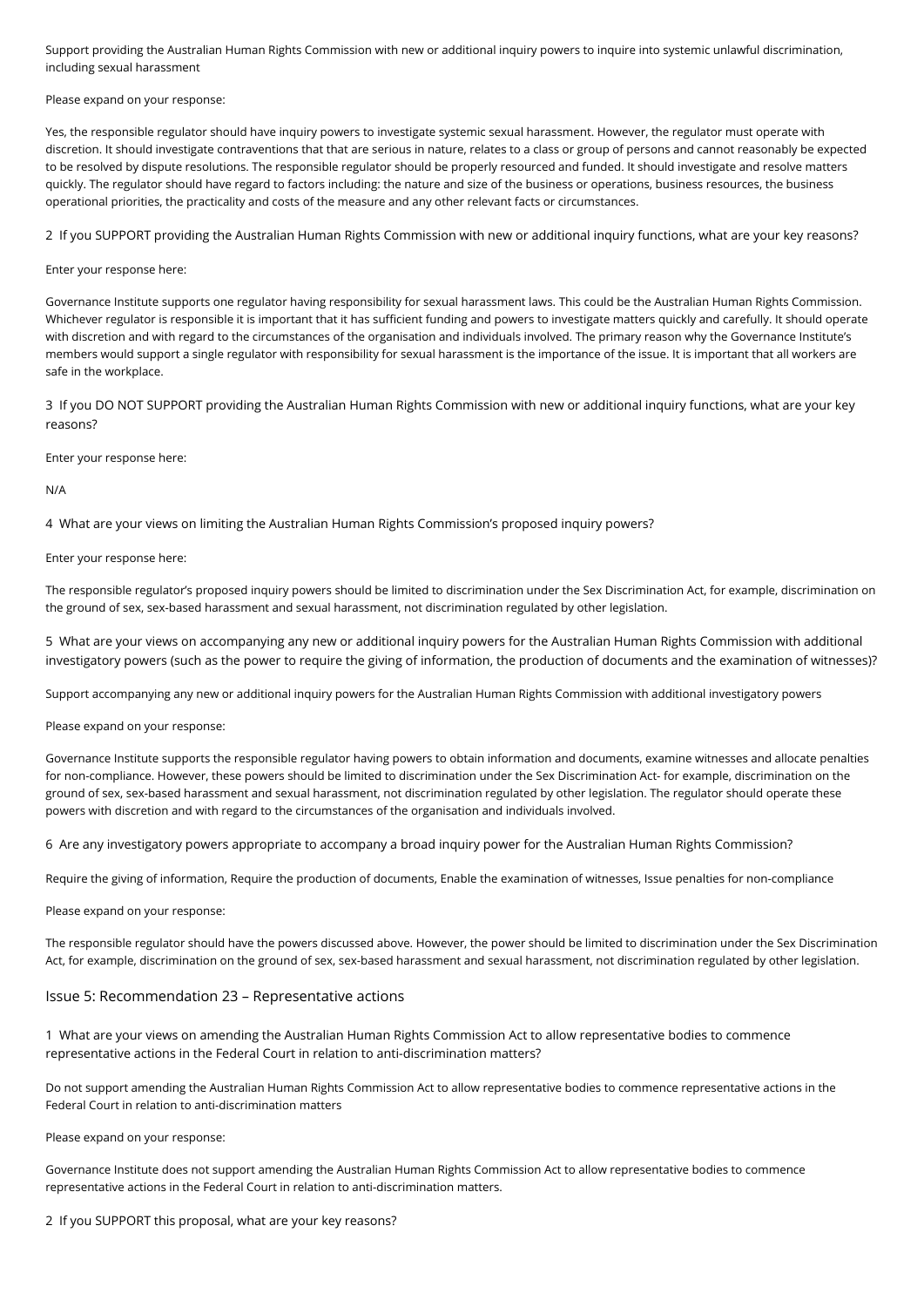Support providing the Australian Human Rights Commission with new or additional inquiry powers to inquire into systemic unlawful discrimination, including sexual harassment

Please expand on your response:

Yes, the responsible regulator should have inquiry powers to investigate systemic sexual harassment. However, the regulator must operate with discretion. It should investigate contraventions that that are serious in nature, relates to a class or group of persons and cannot reasonably be expected to be resolved by dispute resolutions. The responsible regulator should be properly resourced and funded. It should investigate and resolve matters quickly. The regulator should have regard to factors including: the nature and size of the business or operations, business resources, the business operational priorities, the practicality and costs of the measure and any other relevant facts or circumstances.

2 If you SUPPORT providing the Australian Human Rights Commission with new or additional inquiry functions, what are your key reasons?

Enter your response here:

Governance Institute supports one regulator having responsibility for sexual harassment laws. This could be the Australian Human Rights Commission. Whichever regulator is responsible it is important that it has sufficient funding and powers to investigate matters quickly and carefully. It should operate with discretion and with regard to the circumstances of the organisation and individuals involved. The primary reason why the Governance Institute's members would support a single regulator with responsibility for sexual harassment is the importance of the issue. It is important that all workers are safe in the workplace.

3 If you DO NOT SUPPORT providing the Australian Human Rights Commission with new or additional inquiry functions, what are your key reasons?

Enter your response here:

N/A

4 What are your views on limiting the Australian Human Rights Commission's proposed inquiry powers?

Enter your response here:

The responsible regulator's proposed inquiry powers should be limited to discrimination under the Sex Discrimination Act, for example, discrimination on the ground of sex, sex-based harassment and sexual harassment, not discrimination regulated by other legislation.

5 What are your views on accompanying any new or additional inquiry powers for the Australian Human Rights Commission with additional investigatory powers (such as the power to require the giving of information, the production of documents and the examination of witnesses)?

Support accompanying any new or additional inquiry powers for the Australian Human Rights Commission with additional investigatory powers

Please expand on your response:

Governance Institute supports the responsible regulator having powers to obtain information and documents, examine witnesses and allocate penalties for non-compliance. However, these powers should be limited to discrimination under the Sex Discrimination Act- for example, discrimination on the ground of sex, sex-based harassment and sexual harassment, not discrimination regulated by other legislation. The regulator should operate these powers with discretion and with regard to the circumstances of the organisation and individuals involved.

6 Are any investigatory powers appropriate to accompany a broad inquiry power for the Australian Human Rights Commission?

Require the giving of information, Require the production of documents, Enable the examination of witnesses, Issue penalties for non-compliance

Please expand on your response:

The responsible regulator should have the powers discussed above. However, the power should be limited to discrimination under the Sex Discrimination Act, for example, discrimination on the ground of sex, sex-based harassment and sexual harassment, not discrimination regulated by other legislation.

## Issue 5: Recommendation 23 – Representative actions

1 What are your views on amending the Australian Human Rights Commission Act to allow representative bodies to commence representative actions in the Federal Court in relation to anti-discrimination matters?

Do not support amending the Australian Human Rights Commission Act to allow representative bodies to commence representative actions in the Federal Court in relation to anti-discrimination matters

Please expand on your response:

Governance Institute does not support amending the Australian Human Rights Commission Act to allow representative bodies to commence representative actions in the Federal Court in relation to anti-discrimination matters.

2 If you SUPPORT this proposal, what are your key reasons?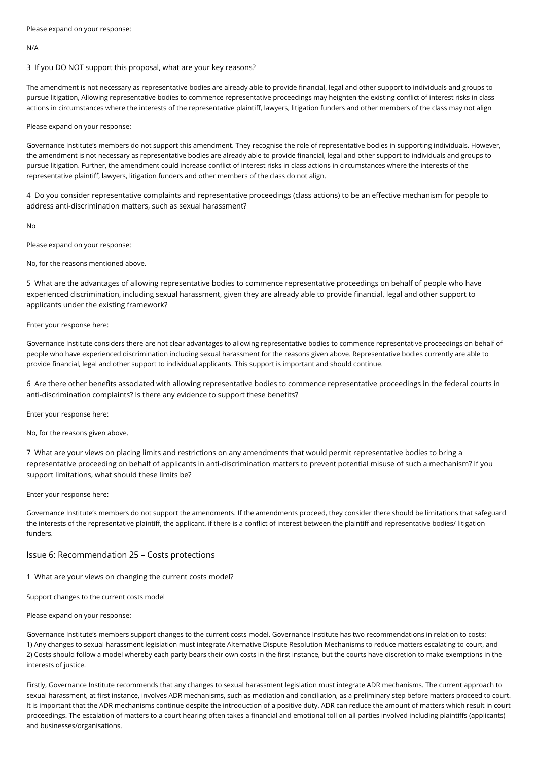Please expand on your response:

N/A

3 If you DO NOT support this proposal, what are your key reasons?

The amendment is not necessary as representative bodies are already able to provide financial, legal and other support to individuals and groups to pursue litigation, Allowing representative bodies to commence representative proceedings may heighten the existing conflict of interest risks in class actions in circumstances where the interests of the representative plaintiff, lawyers, litigation funders and other members of the class may not align

Please expand on your response:

Governance Institute's members do not support this amendment. They recognise the role of representative bodies in supporting individuals. However, the amendment is not necessary as representative bodies are already able to provide financial, legal and other support to individuals and groups to pursue litigation. Further, the amendment could increase conflict of interest risks in class actions in circumstances where the interests of the representative plaintiff, lawyers, litigation funders and other members of the class do not align.

4 Do you consider representative complaints and representative proceedings (class actions) to be an effective mechanism for people to address anti-discrimination matters, such as sexual harassment?

No

Please expand on your response:

No, for the reasons mentioned above.

5 What are the advantages of allowing representative bodies to commence representative proceedings on behalf of people who have experienced discrimination, including sexual harassment, given they are already able to provide financial, legal and other support to applicants under the existing framework?

Enter your response here:

Governance Institute considers there are not clear advantages to allowing representative bodies to commence representative proceedings on behalf of people who have experienced discrimination including sexual harassment for the reasons given above. Representative bodies currently are able to provide financial, legal and other support to individual applicants. This support is important and should continue.

6 Are there other benefits associated with allowing representative bodies to commence representative proceedings in the federal courts in anti-discrimination complaints? Is there any evidence to support these benefits?

Enter your response here:

No, for the reasons given above.

7 What are your views on placing limits and restrictions on any amendments that would permit representative bodies to bring a representative proceeding on behalf of applicants in anti-discrimination matters to prevent potential misuse of such a mechanism? If you support limitations, what should these limits be?

Enter your response here:

Governance Institute's members do not support the amendments. If the amendments proceed, they consider there should be limitations that safeguard the interests of the representative plaintiff, the applicant, if there is a conflict of interest between the plaintiff and representative bodies/ litigation funders.

## Issue 6: Recommendation 25 – Costs protections

1 What are your views on changing the current costs model?

Support changes to the current costs model

Please expand on your response:

Governance Institute's members support changes to the current costs model. Governance Institute has two recommendations in relation to costs:
1) Any changes to sexual harassment legislation must integrate Alternative Dispute Resolution Mechanisms to reduce matters escalating to court, and
2) Costs should follow a model whereby each party bears their own costs in the first instance, but the courts have discretion to make exemptions in the interests of justice.

Firstly, Governance Institute recommends that any changes to sexual harassment legislation must integrate ADR mechanisms. The current approach to sexual harassment, at first instance, involves ADR mechanisms, such as mediation and conciliation, as a preliminary step before matters proceed to court. It is important that the ADR mechanisms continue despite the introduction of a positive duty. ADR can reduce the amount of matters which result in court proceedings. The escalation of matters to a court hearing often takes a financial and emotional toll on all parties involved including plaintiffs (applicants) and businesses/organisations.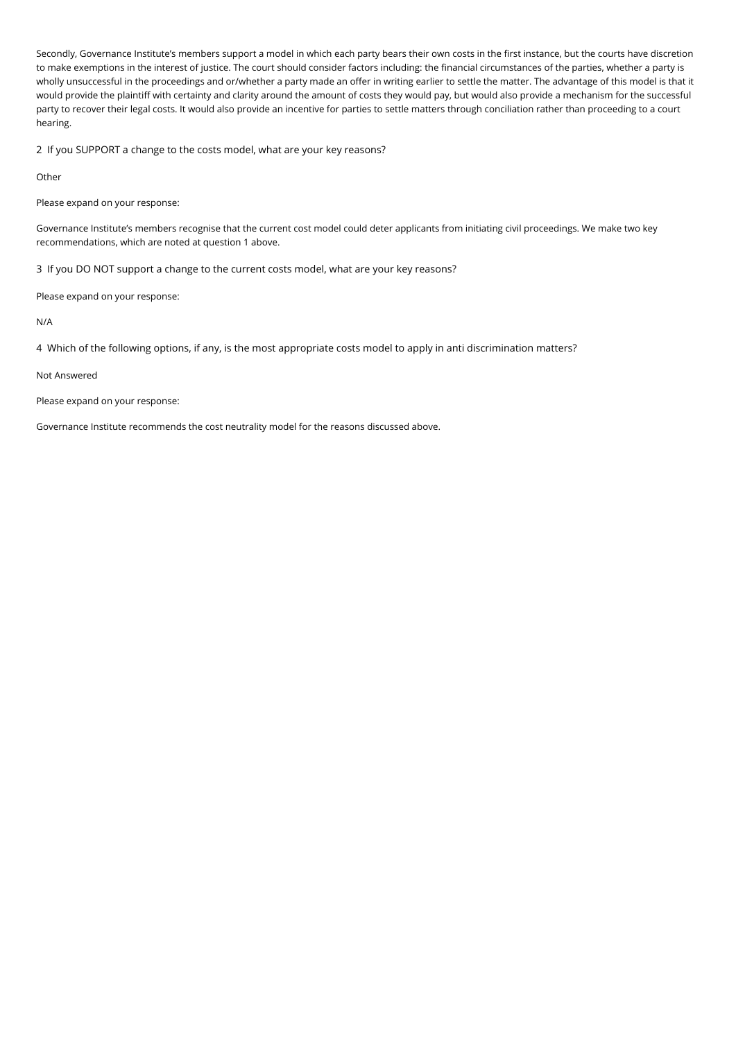Secondly, Governance Institute's members support a model in which each party bears their own costs in the first instance, but the courts have discretion to make exemptions in the interest of justice. The court should consider factors including: the financial circumstances of the parties, whether a party is wholly unsuccessful in the proceedings and or/whether a party made an offer in writing earlier to settle the matter. The advantage of this model is that it would provide the plaintiff with certainty and clarity around the amount of costs they would pay, but would also provide a mechanism for the successful party to recover their legal costs. It would also provide an incentive for parties to settle matters through conciliation rather than proceeding to a court hearing.

2 If you SUPPORT a change to the costs model, what are your key reasons?

Other

Please expand on your response:

Governance Institute's members recognise that the current cost model could deter applicants from initiating civil proceedings. We make two key recommendations, which are noted at question 1 above.

3 If you DO NOT support a change to the current costs model, what are your key reasons?

Please expand on your response:

N/A

4 Which of the following options, if any, is the most appropriate costs model to apply in anti discrimination matters?

Not Answered

Please expand on your response:

Governance Institute recommends the cost neutrality model for the reasons discussed above.